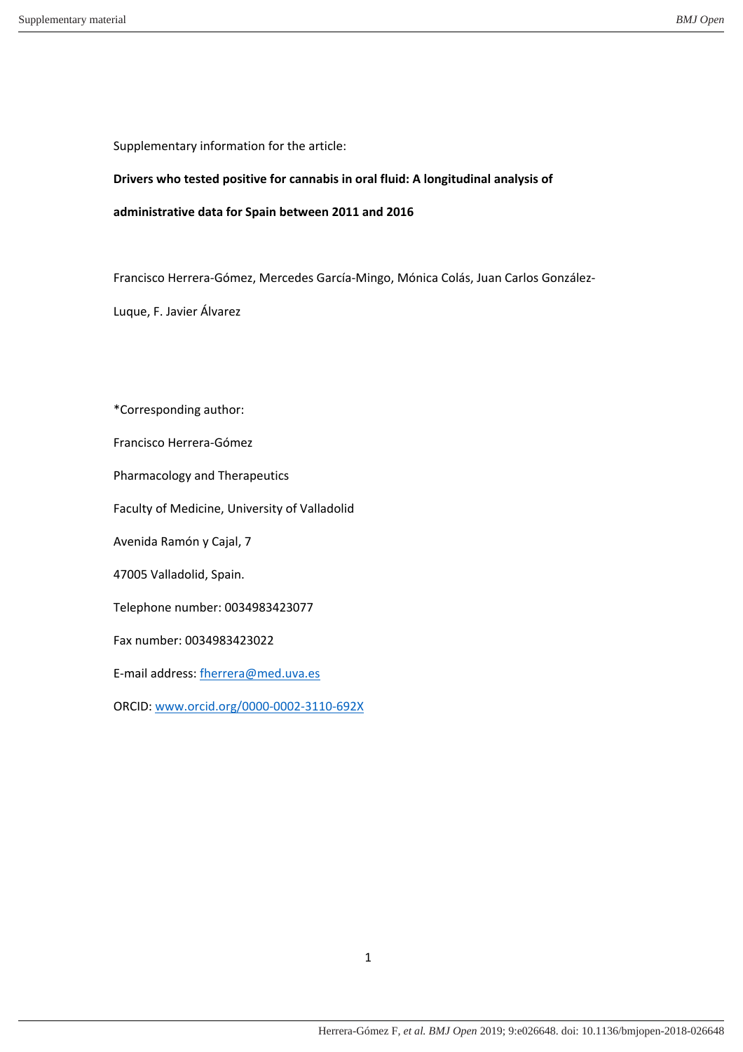Supplementary information for the article:

**Drivers who tested positive for cannabis in oral fluid: A longitudinal analysis of administrative data for Spain between 2011 and 2016**

Francisco Herrera-Gómez, Mercedes García-Mingo, Mónica Colás, Juan Carlos González-Luque, F. Javier Álvarez

*Corresponding author:

Francisco Herrera-Gómez

Pharmacology and Therapeutics

Faculty of Medicine, University of Valladolid

Avenida Ramón y Cajal, 7

47005 Valladolid, Spain.

Telephone number: 0034983423077

Fax number: 0034983423022

E-mail address: fherrera@med.uva.es

ORCID: www.orcid.org/0000-0002-3110-692X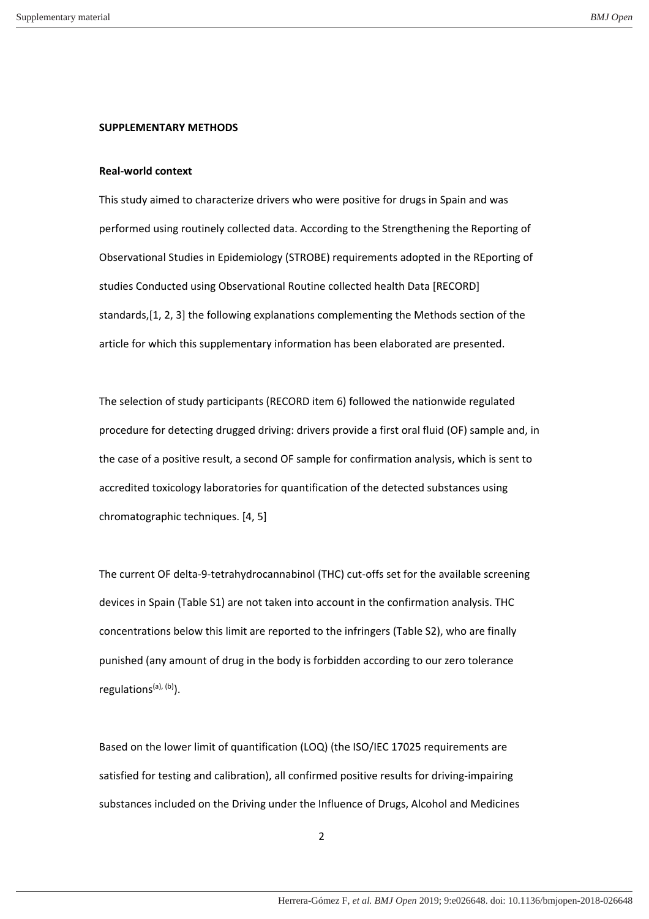## SUPPLEMENTARY METHODS

### Real-world context

This study aimed to characterize drivers who were positive for drugs in Spain and was performed using routinely collected data. According to the Strengthening the Reporting of Observational Studies in Epidemiology (STROBE) requirements adopted in the REporting of studies Conducted using Observational Routine collected health Data [RECORD] standards,[1, 2, 3] the following explanations complementing the Methods section of the article for which this supplementary information has been elaborated are presented.

The selection of study participants (RECORD item 6) followed the nationwide regulated procedure for detecting drugged driving: drivers provide a first oral fluid (OF) sample and, in the case of a positive result, a second OF sample for confirmation analysis, which is sent to accredited toxicology laboratories for quantification of the detected substances using chromatographic techniques. [4, 5]

The current OF delta-9-tetrahydrocannabinol (THC) cut-offs set for the available screening devices in Spain (Table S1) are not taken into account in the confirmation analysis. THC concentrations below this limit are reported to the infringers (Table S2), who are finally punished (any amount of drug in the body is forbidden according to our zero tolerance regulations[(a), (b)]).

Based on the lower limit of quantification (LOQ) (the ISO/IEC 17025 requirements are satisfied for testing and calibration), all confirmed positive results for driving-impairing substances included on the Driving under the Influence of Drugs, Alcohol and Medicines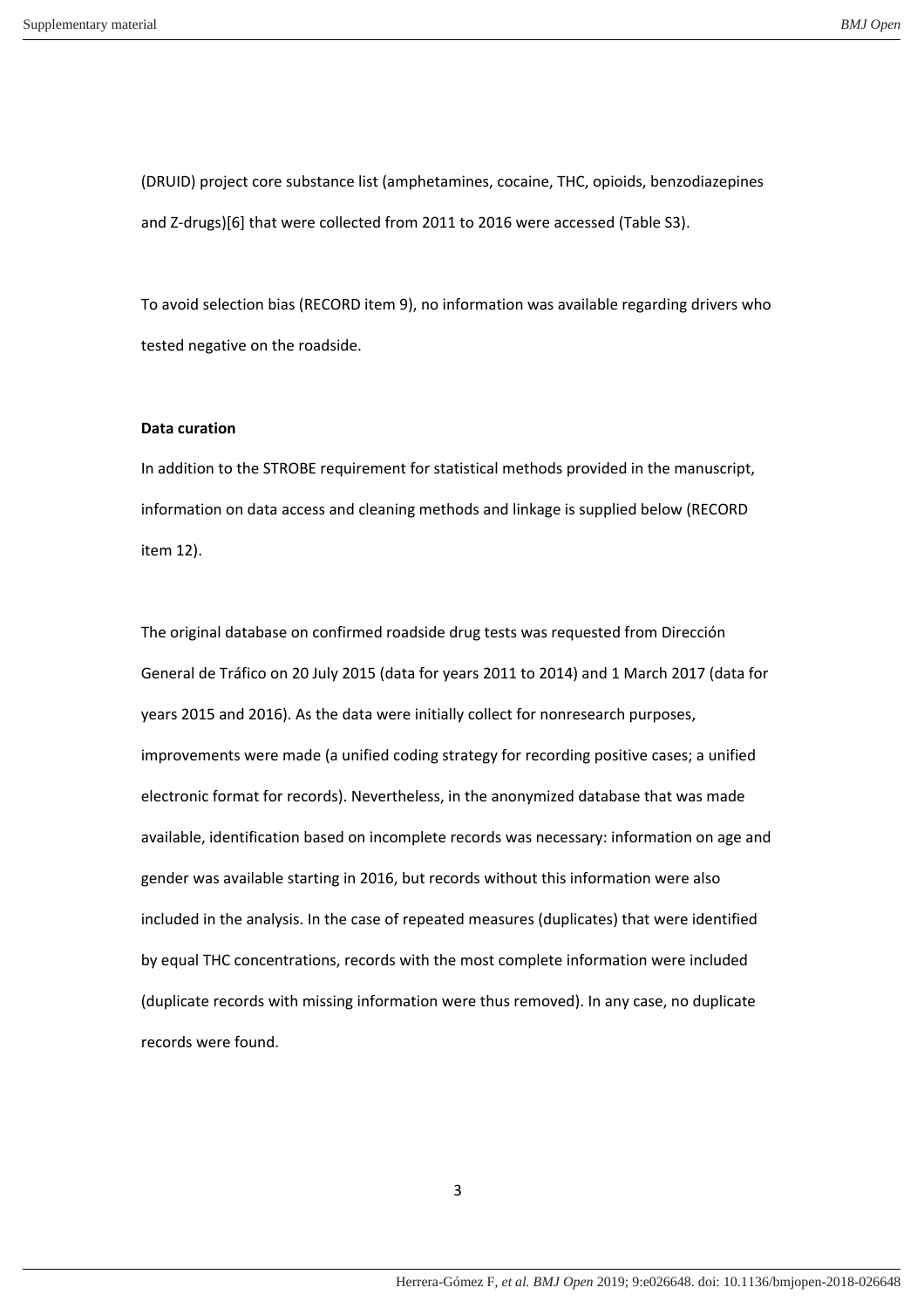(DRUID) project core substance list (amphetamines, cocaine, THC, opioids, benzodiazepines and Z-drugs)[6] that were collected from 2011 to 2016 were accessed (Table S3).

To avoid selection bias (RECORD item 9), no information was available regarding drivers who tested negative on the roadside.

**Data curation**

In addition to the STROBE requirement for statistical methods provided in the manuscript, information on data access and cleaning methods and linkage is supplied below (RECORD item 12).

The original database on confirmed roadside drug tests was requested from Dirección General de Tráfico on 20 July 2015 (data for years 2011 to 2014) and 1 March 2017 (data for years 2015 and 2016). As the data were initially collect for nonresearch purposes, improvements were made (a unified coding strategy for recording positive cases; a unified electronic format for records). Nevertheless, in the anonymized database that was made available, identification based on incomplete records was necessary: information on age and gender was available starting in 2016, but records without this information were also included in the analysis. In the case of repeated measures (duplicates) that were identified by equal THC concentrations, records with the most complete information were included (duplicate records with missing information were thus removed). In any case, no duplicate records were found.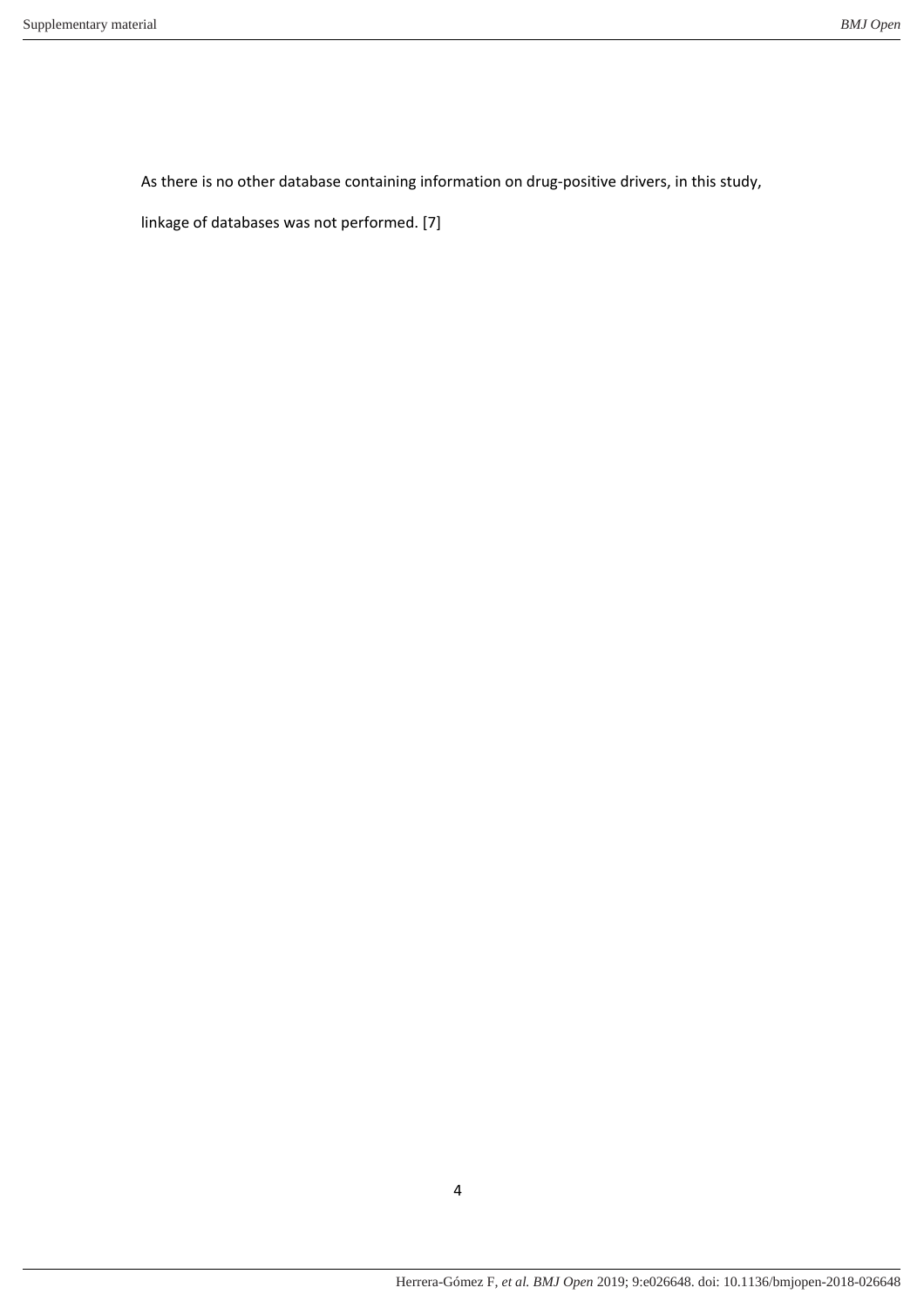As there is no other database containing information on drug-positive drivers, in this study, linkage of databases was not performed. [7]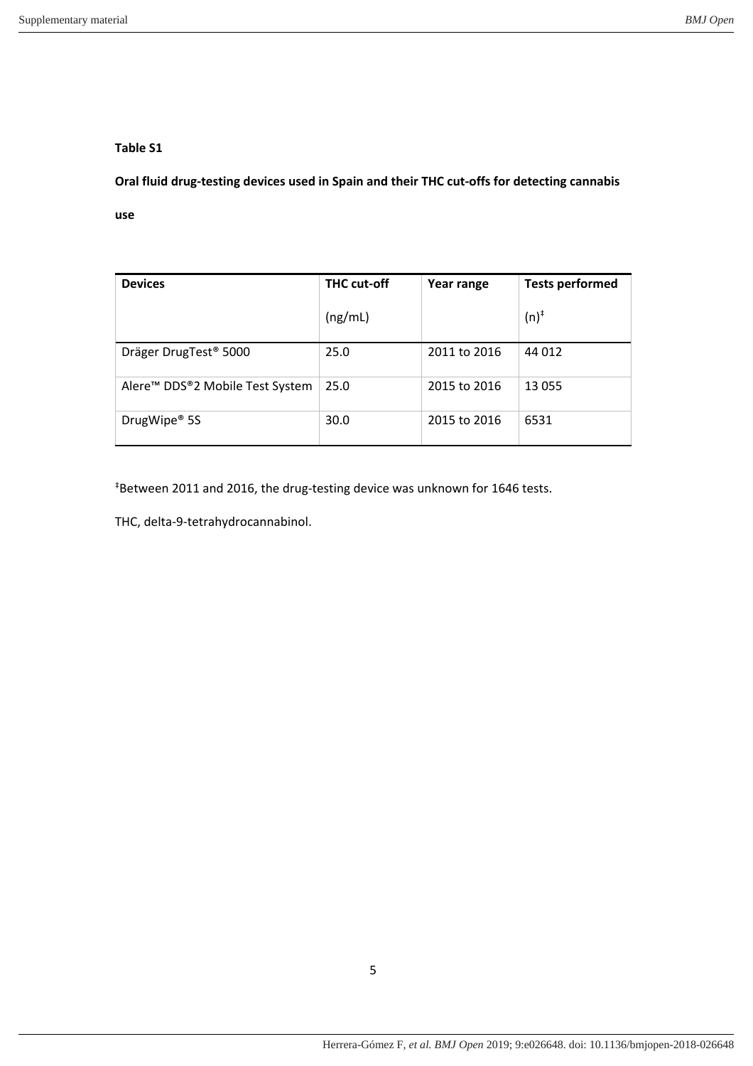**Table S1**

**Oral fluid drug-testing devices used in Spain and their THC cut-offs for detecting cannabis use**

| Devices | THC cut-off (ng/mL) | Year range | Tests performed (n)‡ |
|---|---|---|---|
| Dräger DrugTest® 5000 | 25.0 | 2011 to 2016 | 44 012 |
| Alere™ DDS®2 Mobile Test System | 25.0 | 2015 to 2016 | 13 055 |
| DrugWipe® 5S | 30.0 | 2015 to 2016 | 6531 |

‡Between 2011 and 2016, the drug-testing device was unknown for 1646 tests.

THC, delta-9-tetrahydrocannabinol.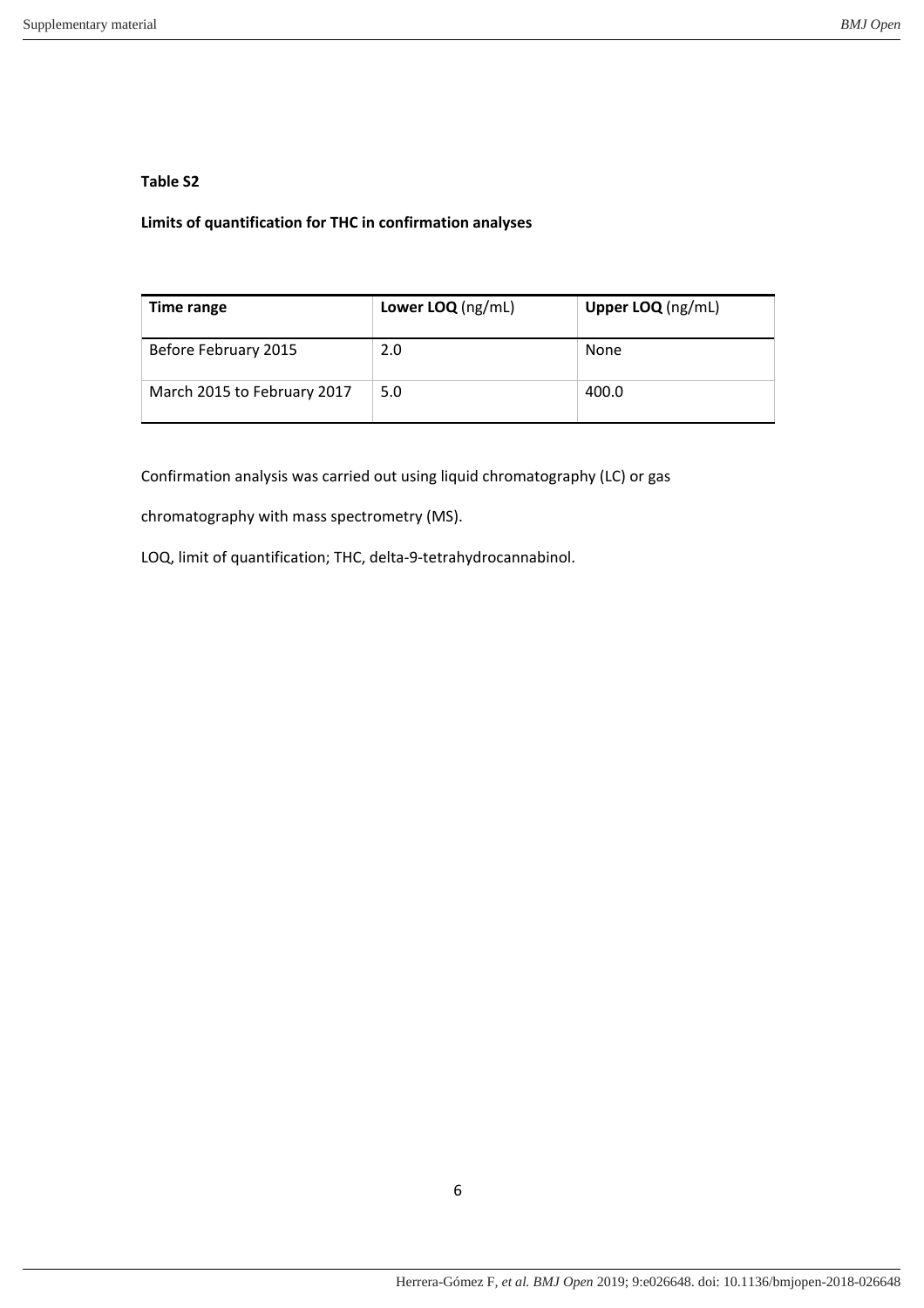**Table S2**

**Limits of quantification for THC in confirmation analyses**

| **Time range** | **Lower LOQ** (ng/mL) | **Upper LOQ** (ng/mL) |
|---|---|---|
| Before February 2015 | 2.0 | None |
| March 2015 to February 2017 | 5.0 | 400.0 |

Confirmation analysis was carried out using liquid chromatography (LC) or gas chromatography with mass spectrometry (MS).

LOQ, limit of quantification; THC, delta-9-tetrahydrocannabinol.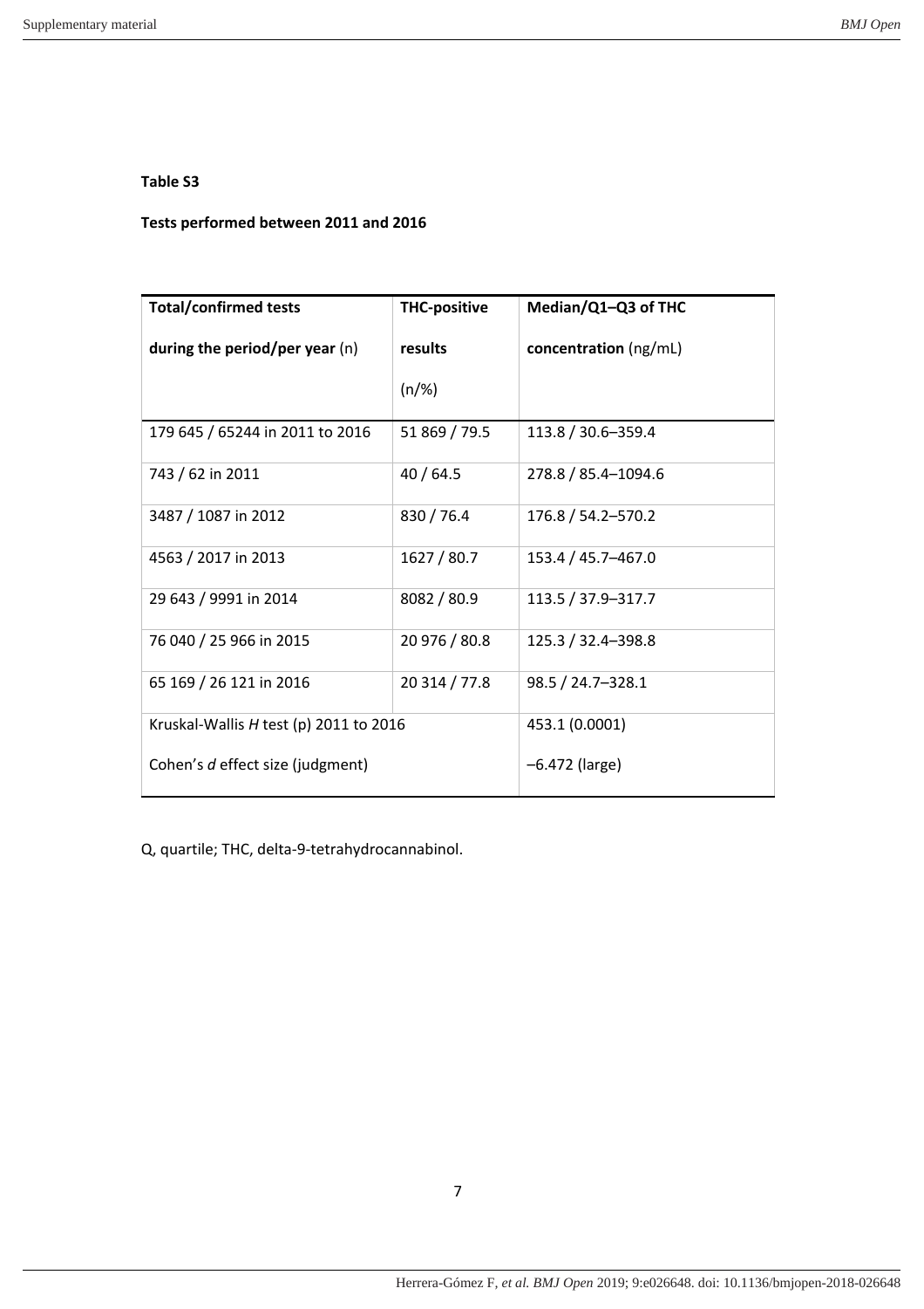**Table S3**

**Tests performed between 2011 and 2016**

| **Total/confirmed tests during the period/per year** (n) | **THC-positive results** (n/%) | **Median/Q1–Q3 of THC concentration** (ng/mL) |
|---|---|---|
| 179 645 / 65244 in 2011 to 2016 | 51 869 / 79.5 | 113.8 / 30.6–359.4 |
| 743 / 62 in 2011 | 40 / 64.5 | 278.8 / 85.4–1094.6 |
| 3487 / 1087 in 2012 | 830 / 76.4 | 176.8 / 54.2–570.2 |
| 4563 / 2017 in 2013 | 1627 / 80.7 | 153.4 / 45.7–467.0 |
| 29 643 / 9991 in 2014 | 8082 / 80.9 | 113.5 / 37.9–317.7 |
| 76 040 / 25 966 in 2015 | 20 976 / 80.8 | 125.3 / 32.4–398.8 |
| 65 169 / 26 121 in 2016 | 20 314 / 77.8 | 98.5 / 24.7–328.1 |
| Kruskal-Wallis *H* test (p) 2011 to 2016 | | 453.1 (0.0001) |
| Cohen's *d* effect size (judgment) | | –6.472 (large) |

Q, quartile; THC, delta-9-tetrahydrocannabinol.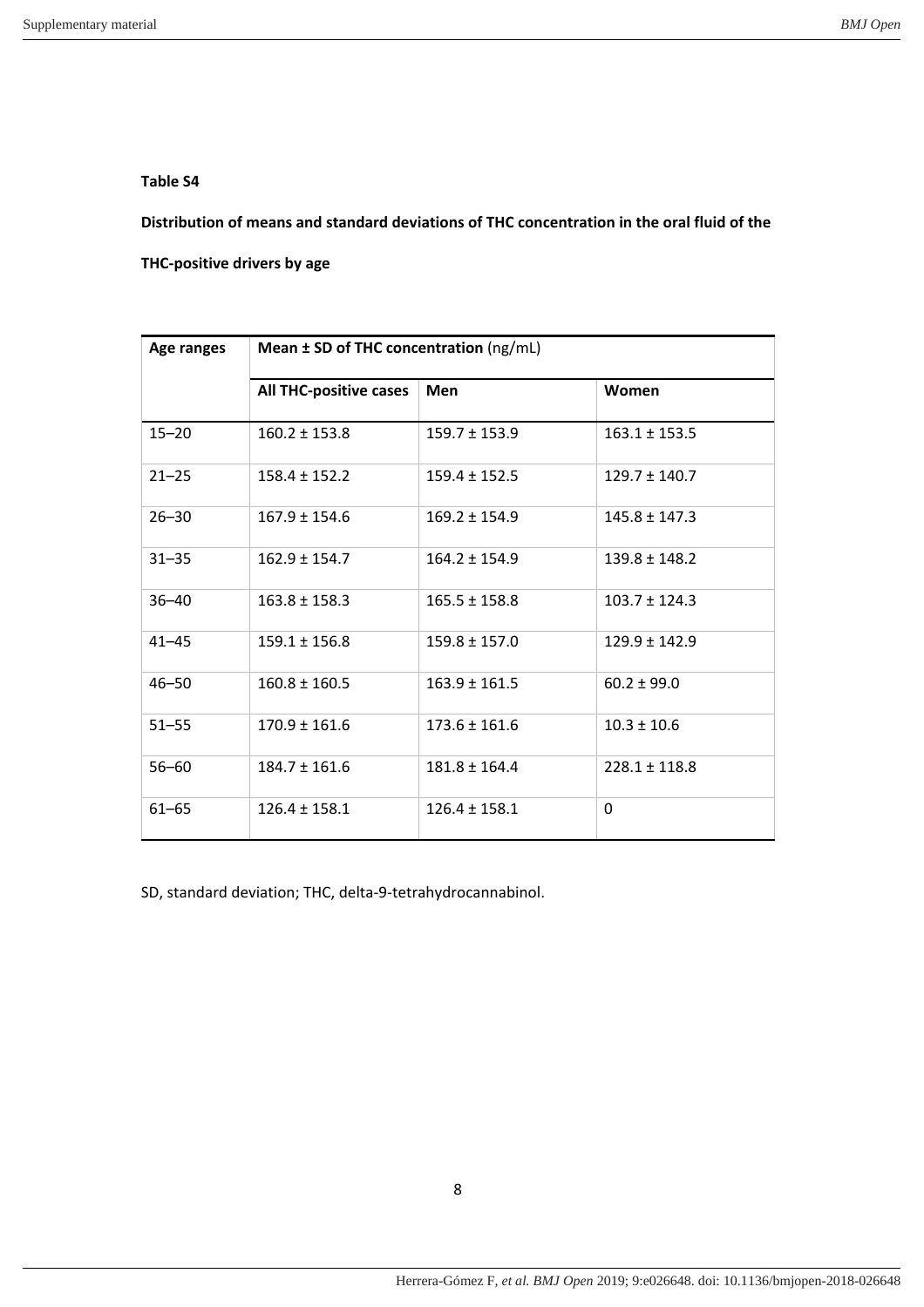**Table S4**

**Distribution of means and standard deviations of THC concentration in the oral fluid of the THC-positive drivers by age**

| Age ranges | **Mean ± SD of THC concentration** (ng/mL) | | |
|---|---|---|---|
| | **All THC-positive cases** | **Men** | **Women** |
| 15–20 | 160.2 ± 153.8 | 159.7 ± 153.9 | 163.1 ± 153.5 |
| 21–25 | 158.4 ± 152.2 | 159.4 ± 152.5 | 129.7 ± 140.7 |
| 26–30 | 167.9 ± 154.6 | 169.2 ± 154.9 | 145.8 ± 147.3 |
| 31–35 | 162.9 ± 154.7 | 164.2 ± 154.9 | 139.8 ± 148.2 |
| 36–40 | 163.8 ± 158.3 | 165.5 ± 158.8 | 103.7 ± 124.3 |
| 41–45 | 159.1 ± 156.8 | 159.8 ± 157.0 | 129.9 ± 142.9 |
| 46–50 | 160.8 ± 160.5 | 163.9 ± 161.5 | 60.2 ± 99.0 |
| 51–55 | 170.9 ± 161.6 | 173.6 ± 161.6 | 10.3 ± 10.6 |
| 56–60 | 184.7 ± 161.6 | 181.8 ± 164.4 | 228.1 ± 118.8 |
| 61–65 | 126.4 ± 158.1 | 126.4 ± 158.1 | 0 |

SD, standard deviation; THC, delta-9-tetrahydrocannabinol.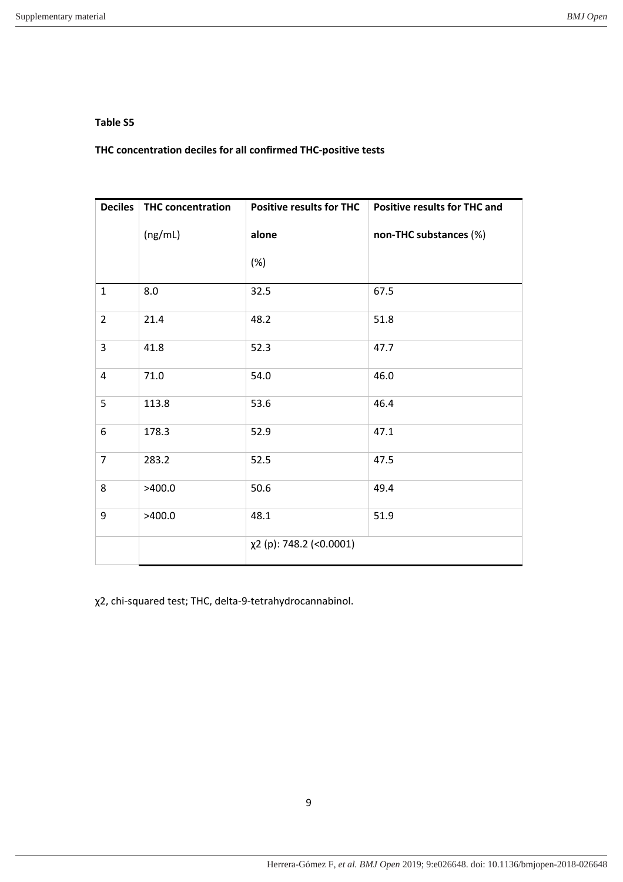**Table S5**

**THC concentration deciles for all confirmed THC-positive tests**

| Deciles | THC concentration (ng/mL) | Positive results for THC alone (%) | Positive results for THC and non-THC substances (%) |
|---|---|---|---|
| 1 | 8.0 | 32.5 | 67.5 |
| 2 | 21.4 | 48.2 | 51.8 |
| 3 | 41.8 | 52.3 | 47.7 |
| 4 | 71.0 | 54.0 | 46.0 |
| 5 | 113.8 | 53.6 | 46.4 |
| 6 | 178.3 | 52.9 | 47.1 |
| 7 | 283.2 | 52.5 | 47.5 |
| 8 | >400.0 | 50.6 | 49.4 |
| 9 | >400.0 | 48.1 | 51.9 |
| | | $\chi^2$ (p): 748.2 (<0.0001) | |

$\chi^2$, chi-squared test; THC, delta-9-tetrahydrocannabinol.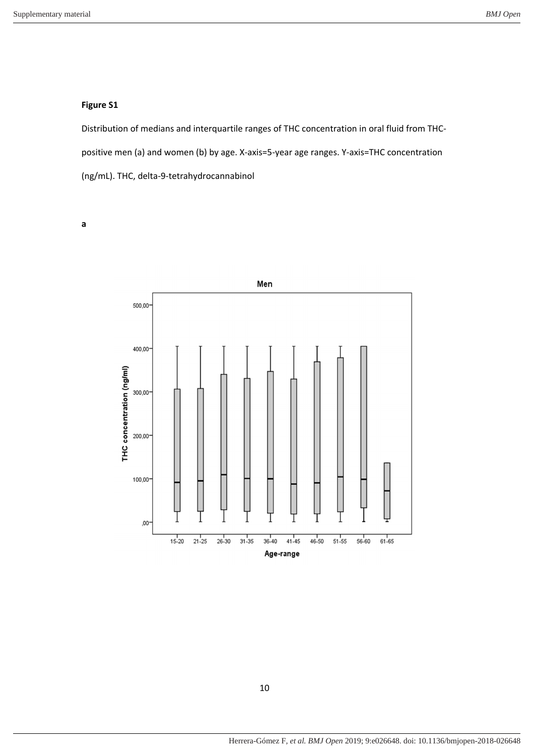**Figure S1**

Distribution of medians and interquartile ranges of THC concentration in oral fluid from THC-positive men (a) and women (b) by age. X-axis=5-year age ranges. Y-axis=THC concentration (ng/mL). THC, delta-9-tetrahydrocannabinol

**a**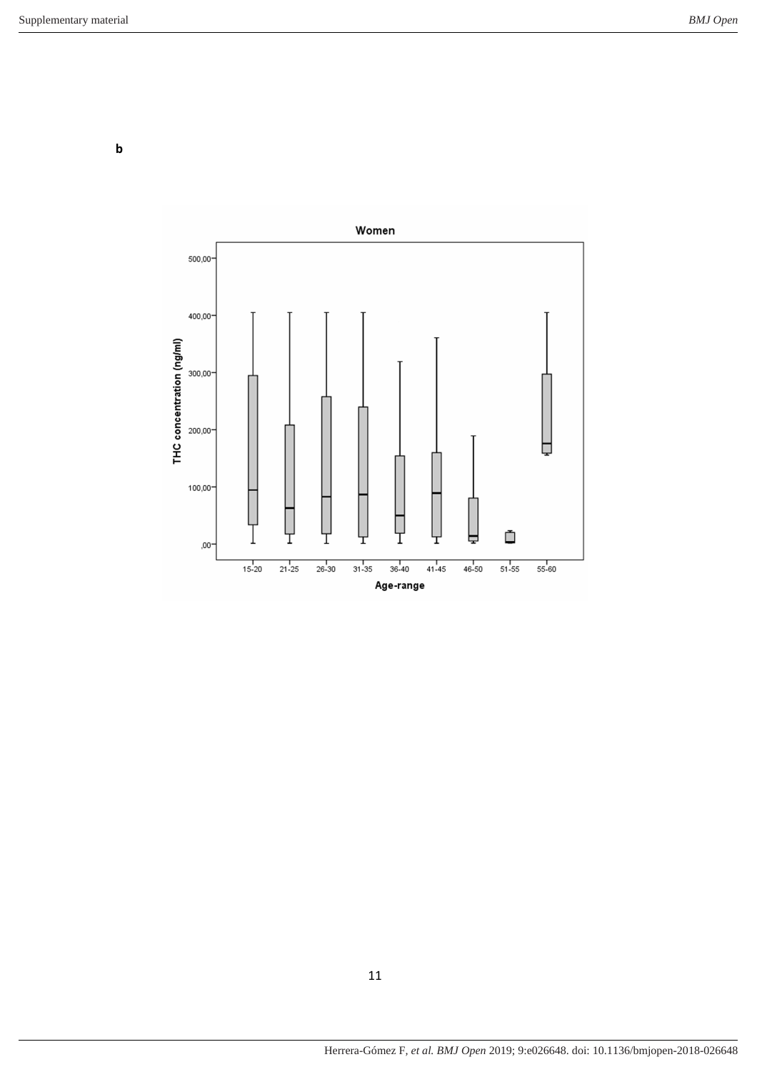**b**

Women

THC concentration (ng/ml)

500,00

400,00

300,00

200,00

100,00

,00

15-20 21-25 26-30 31-35 36-40 41-45 46-50 51-55 55-60

Age-range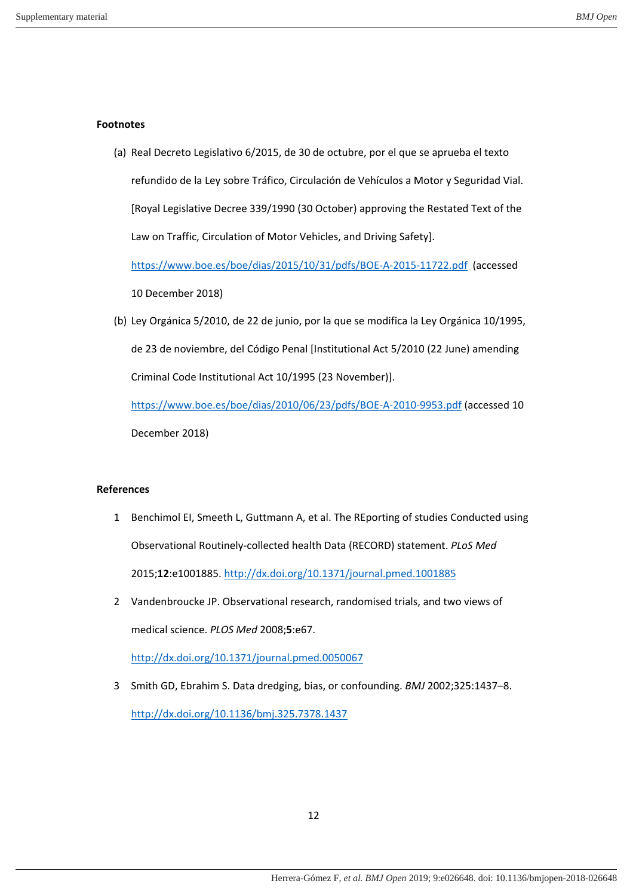**Footnotes**

(a) Real Decreto Legislativo 6/2015, de 30 de octubre, por el que se aprueba el texto refundido de la Ley sobre Tráfico, Circulación de Vehículos a Motor y Seguridad Vial. [Royal Legislative Decree 339/1990 (30 October) approving the Restated Text of the Law on Traffic, Circulation of Motor Vehicles, and Driving Safety]. https://www.boe.es/boe/dias/2015/10/31/pdfs/BOE-A-2015-11722.pdf (accessed 10 December 2018)

(b) Ley Orgánica 5/2010, de 22 de junio, por la que se modifica la Ley Orgánica 10/1995, de 23 de noviembre, del Código Penal [Institutional Act 5/2010 (22 June) amending Criminal Code Institutional Act 10/1995 (23 November)]. https://www.boe.es/boe/dias/2010/06/23/pdfs/BOE-A-2010-9953.pdf (accessed 10 December 2018)

**References**

1 Benchimol EI, Smeeth L, Guttmann A, et al. The REporting of studies Conducted using Observational Routinely-collected health Data (RECORD) statement. *PLoS Med* 2015;**12**:e1001885. http://dx.doi.org/10.1371/journal.pmed.1001885

2 Vandenbroucke JP. Observational research, randomised trials, and two views of medical science. *PLOS Med* 2008;**5**:e67. http://dx.doi.org/10.1371/journal.pmed.0050067

3 Smith GD, Ebrahim S. Data dredging, bias, or confounding. *BMJ* 2002;325:1437–8. http://dx.doi.org/10.1136/bmj.325.7378.1437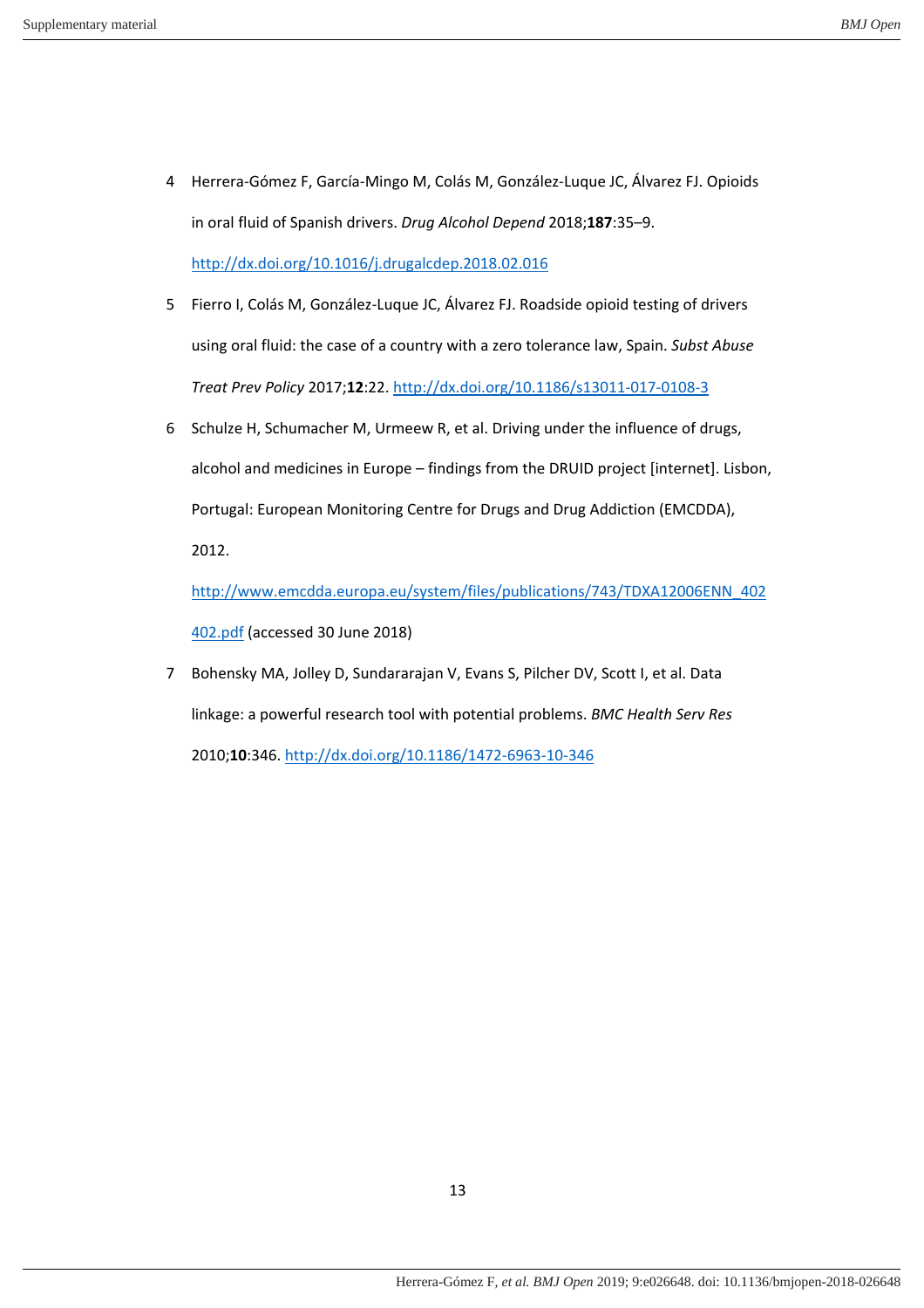4 Herrera-Gómez F, García-Mingo M, Colás M, González-Luque JC, Álvarez FJ. Opioids in oral fluid of Spanish drivers. *Drug Alcohol Depend* 2018;**187**:35–9. http://dx.doi.org/10.1016/j.drugalcdep.2018.02.016

5 Fierro I, Colás M, González-Luque JC, Álvarez FJ. Roadside opioid testing of drivers using oral fluid: the case of a country with a zero tolerance law, Spain. *Subst Abuse Treat Prev Policy* 2017;**12**:22. http://dx.doi.org/10.1186/s13011-017-0108-3

6 Schulze H, Schumacher M, Urmeew R, et al. Driving under the influence of drugs, alcohol and medicines in Europe – findings from the DRUID project [internet]. Lisbon, Portugal: European Monitoring Centre for Drugs and Drug Addiction (EMCDDA), 2012. http://www.emcdda.europa.eu/system/files/publications/743/TDXA12006ENN_402402.pdf (accessed 30 June 2018)

7 Bohensky MA, Jolley D, Sundararajan V, Evans S, Pilcher DV, Scott I, et al. Data linkage: a powerful research tool with potential problems. *BMC Health Serv Res* 2010;**10**:346. http://dx.doi.org/10.1186/1472-6963-10-346